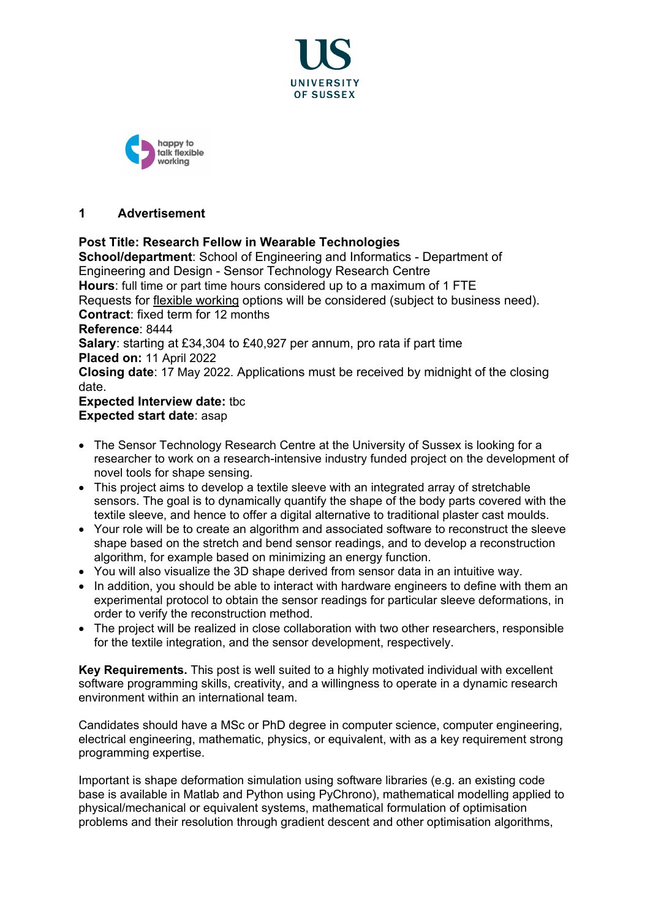UNIVERSITY OF SUSSEX

happy to talk flexible working

## 1 Advertisement

**Post Title: Research Fellow in Wearable Technologies**
**School/department**: School of Engineering and Informatics - Department of Engineering and Design - Sensor Technology Research Centre
**Hours**: full time or part time hours considered up to a maximum of 1 FTE
Requests for flexible working options will be considered (subject to business need).
**Contract**: fixed term for 12 months
**Reference**: 8444
**Salary**: starting at £34,304 to £40,927 per annum, pro rata if part time
**Placed on:** 11 April 2022
**Closing date**: 17 May 2022. Applications must be received by midnight of the closing date.
**Expected Interview date:** tbc
**Expected start date**: asap

- The Sensor Technology Research Centre at the University of Sussex is looking for a researcher to work on a research-intensive industry funded project on the development of novel tools for shape sensing.
- This project aims to develop a textile sleeve with an integrated array of stretchable sensors. The goal is to dynamically quantify the shape of the body parts covered with the textile sleeve, and hence to offer a digital alternative to traditional plaster cast moulds.
- Your role will be to create an algorithm and associated software to reconstruct the sleeve shape based on the stretch and bend sensor readings, and to develop a reconstruction algorithm, for example based on minimizing an energy function.
- You will also visualize the 3D shape derived from sensor data in an intuitive way.
- In addition, you should be able to interact with hardware engineers to define with them an experimental protocol to obtain the sensor readings for particular sleeve deformations, in order to verify the reconstruction method.
- The project will be realized in close collaboration with two other researchers, responsible for the textile integration, and the sensor development, respectively.

**Key Requirements.** This post is well suited to a highly motivated individual with excellent software programming skills, creativity, and a willingness to operate in a dynamic research environment within an international team.

Candidates should have a MSc or PhD degree in computer science, computer engineering, electrical engineering, mathematic, physics, or equivalent, with as a key requirement strong programming expertise.

Important is shape deformation simulation using software libraries (e.g. an existing code base is available in Matlab and Python using PyChrono), mathematical modelling applied to physical/mechanical or equivalent systems, mathematical formulation of optimisation problems and their resolution through gradient descent and other optimisation algorithms,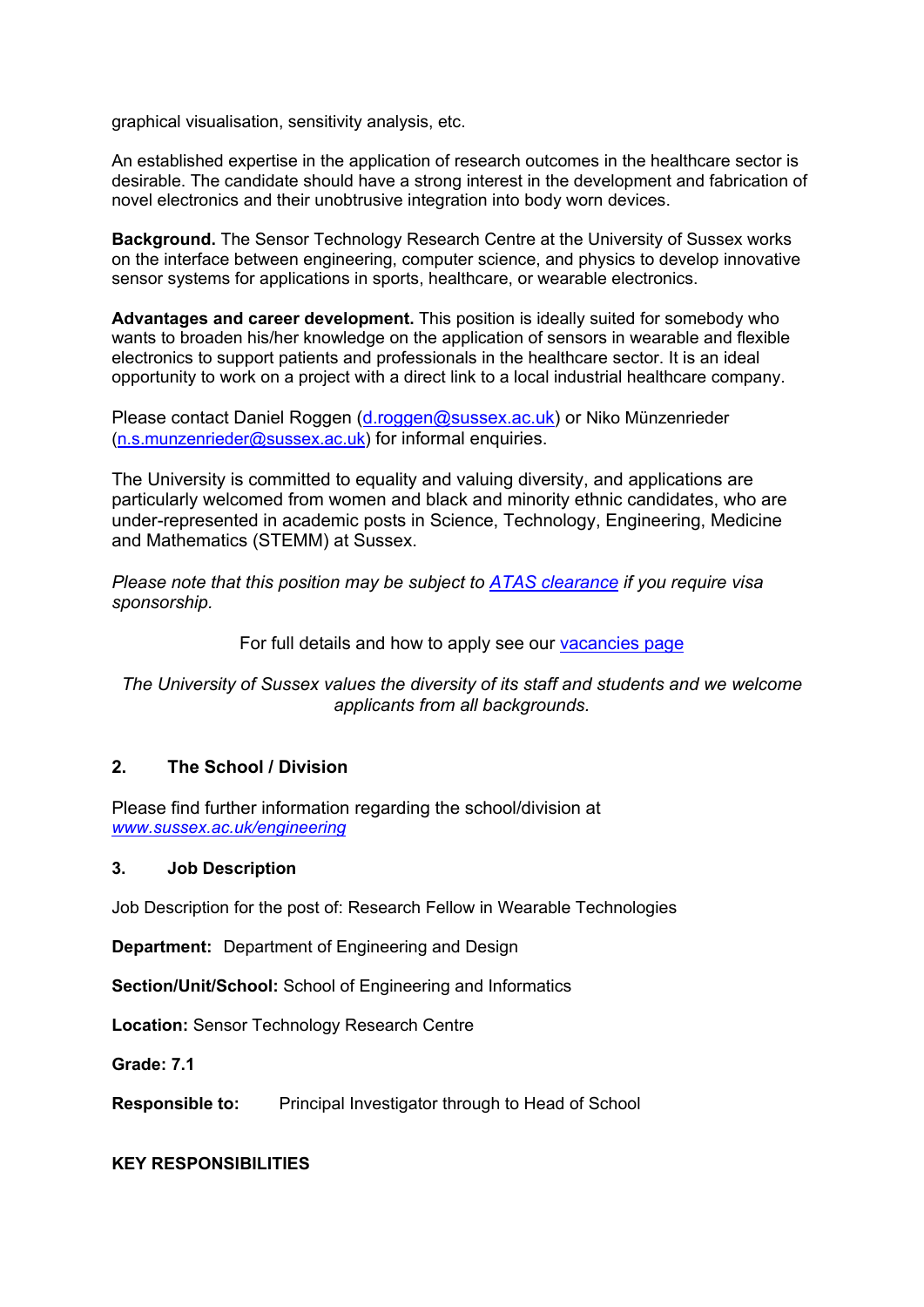graphical visualisation, sensitivity analysis, etc.

An established expertise in the application of research outcomes in the healthcare sector is desirable. The candidate should have a strong interest in the development and fabrication of novel electronics and their unobtrusive integration into body worn devices.

**Background.** The Sensor Technology Research Centre at the University of Sussex works on the interface between engineering, computer science, and physics to develop innovative sensor systems for applications in sports, healthcare, or wearable electronics.

**Advantages and career development.** This position is ideally suited for somebody who wants to broaden his/her knowledge on the application of sensors in wearable and flexible electronics to support patients and professionals in the healthcare sector. It is an ideal opportunity to work on a project with a direct link to a local industrial healthcare company.

Please contact Daniel Roggen (d.roggen@sussex.ac.uk) or Niko Münzenrieder (n.s.munzenrieder@sussex.ac.uk) for informal enquiries.

The University is committed to equality and valuing diversity, and applications are particularly welcomed from women and black and minority ethnic candidates, who are under-represented in academic posts in Science, Technology, Engineering, Medicine and Mathematics (STEMM) at Sussex.

*Please note that this position may be subject to ATAS clearance if you require visa sponsorship.*

For full details and how to apply see our vacancies page

*The University of Sussex values the diversity of its staff and students and we welcome applicants from all backgrounds.*

## 2. The School / Division

Please find further information regarding the school/division at *www.sussex.ac.uk/engineering*

## 3. Job Description

Job Description for the post of: Research Fellow in Wearable Technologies

**Department:** Department of Engineering and Design

**Section/Unit/School:** School of Engineering and Informatics

**Location:** Sensor Technology Research Centre

**Grade: 7.1**

**Responsible to:** Principal Investigator through to Head of School

**KEY RESPONSIBILITIES**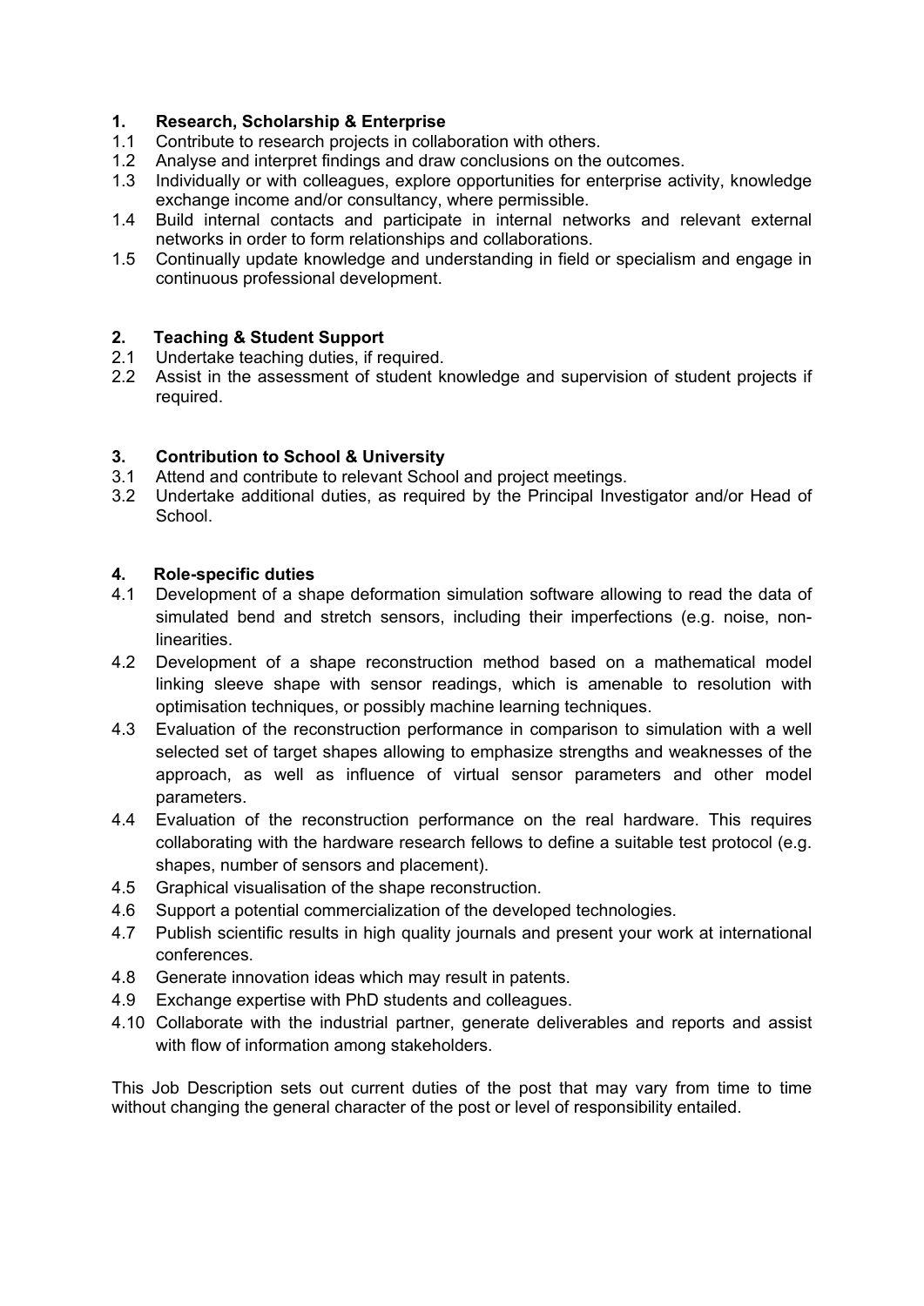## 1. Research, Scholarship & Enterprise

1.1 Contribute to research projects in collaboration with others.
1.2 Analyse and interpret findings and draw conclusions on the outcomes.
1.3 Individually or with colleagues, explore opportunities for enterprise activity, knowledge exchange income and/or consultancy, where permissible.
1.4 Build internal contacts and participate in internal networks and relevant external networks in order to form relationships and collaborations.
1.5 Continually update knowledge and understanding in field or specialism and engage in continuous professional development.

## 2. Teaching & Student Support

2.1 Undertake teaching duties, if required.
2.2 Assist in the assessment of student knowledge and supervision of student projects if required.

## 3. Contribution to School & University

3.1 Attend and contribute to relevant School and project meetings.
3.2 Undertake additional duties, as required by the Principal Investigator and/or Head of School.

## 4. Role-specific duties

4.1 Development of a shape deformation simulation software allowing to read the data of simulated bend and stretch sensors, including their imperfections (e.g. noise, non-linearities.
4.2 Development of a shape reconstruction method based on a mathematical model linking sleeve shape with sensor readings, which is amenable to resolution with optimisation techniques, or possibly machine learning techniques.
4.3 Evaluation of the reconstruction performance in comparison to simulation with a well selected set of target shapes allowing to emphasize strengths and weaknesses of the approach, as well as influence of virtual sensor parameters and other model parameters.
4.4 Evaluation of the reconstruction performance on the real hardware. This requires collaborating with the hardware research fellows to define a suitable test protocol (e.g. shapes, number of sensors and placement).
4.5 Graphical visualisation of the shape reconstruction.
4.6 Support a potential commercialization of the developed technologies.
4.7 Publish scientific results in high quality journals and present your work at international conferences.
4.8 Generate innovation ideas which may result in patents.
4.9 Exchange expertise with PhD students and colleagues.
4.10 Collaborate with the industrial partner, generate deliverables and reports and assist with flow of information among stakeholders.

This Job Description sets out current duties of the post that may vary from time to time without changing the general character of the post or level of responsibility entailed.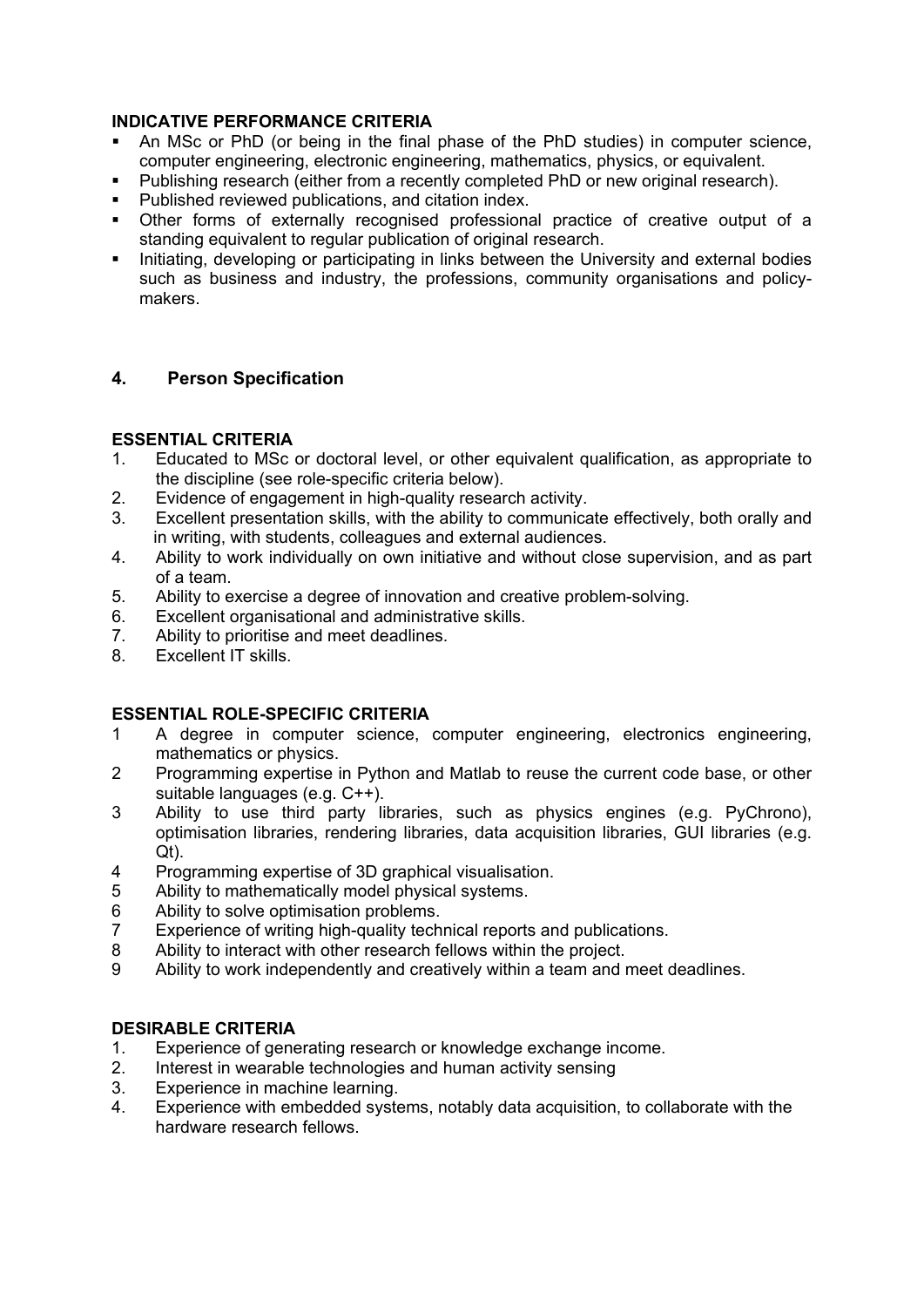**INDICATIVE PERFORMANCE CRITERIA**

- An MSc or PhD (or being in the final phase of the PhD studies) in computer science, computer engineering, electronic engineering, mathematics, physics, or equivalent.
- Publishing research (either from a recently completed PhD or new original research).
- Published reviewed publications, and citation index.
- Other forms of externally recognised professional practice of creative output of a standing equivalent to regular publication of original research.
- Initiating, developing or participating in links between the University and external bodies such as business and industry, the professions, community organisations and policy-makers.

## 4. Person Specification

**ESSENTIAL CRITERIA**

1. Educated to MSc or doctoral level, or other equivalent qualification, as appropriate to the discipline (see role-specific criteria below).
2. Evidence of engagement in high-quality research activity.
3. Excellent presentation skills, with the ability to communicate effectively, both orally and in writing, with students, colleagues and external audiences.
4. Ability to work individually on own initiative and without close supervision, and as part of a team.
5. Ability to exercise a degree of innovation and creative problem-solving.
6. Excellent organisational and administrative skills.
7. Ability to prioritise and meet deadlines.
8. Excellent IT skills.

**ESSENTIAL ROLE-SPECIFIC CRITERIA**

1. A degree in computer science, computer engineering, electronics engineering, mathematics or physics.
2. Programming expertise in Python and Matlab to reuse the current code base, or other suitable languages (e.g. C++).
3. Ability to use third party libraries, such as physics engines (e.g. PyChrono), optimisation libraries, rendering libraries, data acquisition libraries, GUI libraries (e.g. Qt).
4. Programming expertise of 3D graphical visualisation.
5. Ability to mathematically model physical systems.
6. Ability to solve optimisation problems.
7. Experience of writing high-quality technical reports and publications.
8. Ability to interact with other research fellows within the project.
9. Ability to work independently and creatively within a team and meet deadlines.

**DESIRABLE CRITERIA**

1. Experience of generating research or knowledge exchange income.
2. Interest in wearable technologies and human activity sensing
3. Experience in machine learning.
4. Experience with embedded systems, notably data acquisition, to collaborate with the hardware research fellows.